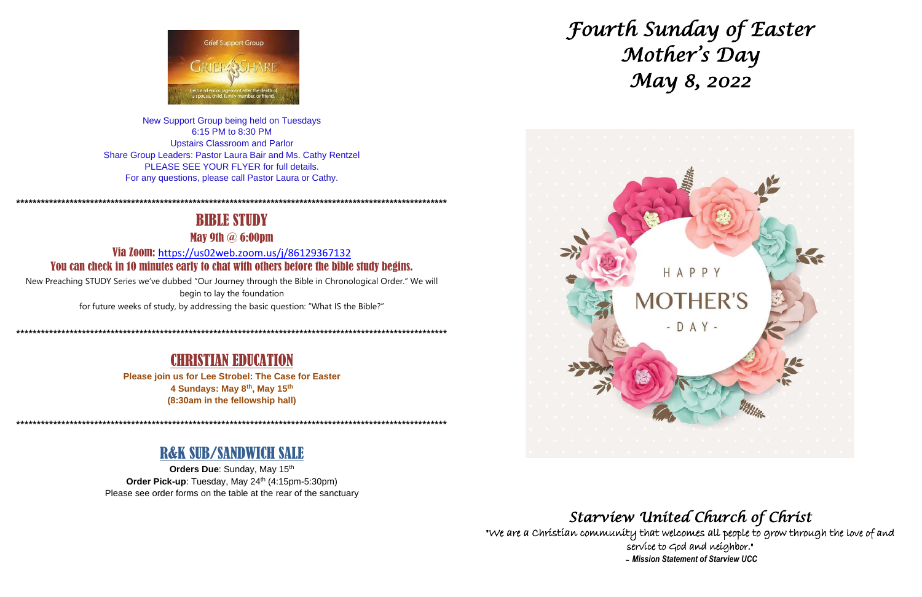New Support Group being held on Tuesdays
6:15 PM to 8:30 PM
Upstairs Classroom and Parlor
Share Group Leaders: Pastor Laura Bair and Ms. Cathy Rentzel
PLEASE SEE YOUR FLYER for full details.
For any questions, please call Pastor Laura or Cathy.

****************************************************************************************************************

## BIBLE STUDY

### May 9th @ 6:00pm

**Via Zoom:** https://us02web.zoom.us/j/86129367132

**You can check in 10 minutes early to chat with others before the bible study begins.**

New Preaching STUDY Series we've dubbed "Our Journey through the Bible in Chronological Order." We will begin to lay the foundation for future weeks of study, by addressing the basic question: "What IS the Bible?"

****************************************************************************************************************

## CHRISTIAN EDUCATION

**Please join us for Lee Strobel: The Case for Easter**
**4 Sundays: May 8th, May 15th**
**(8:30am in the fellowship hall)**

****************************************************************************************************************

## R&K SUB/SANDWICH SALE

**Orders Due**: Sunday, May 15th
**Order Pick-up**: Tuesday, May 24th (4:15pm-5:30pm)
Please see order forms on the table at the rear of the sanctuary

# *Fourth Sunday of Easter*
# *Mother's Day*
# *May 8, 2022*

HAPPY MOTHER'S - DAY -

## *Starview United Church of Christ*

"We are a Christian community that welcomes all people to grow through the love of and service to God and neighbor."
– ***Mission Statement of Starview UCC***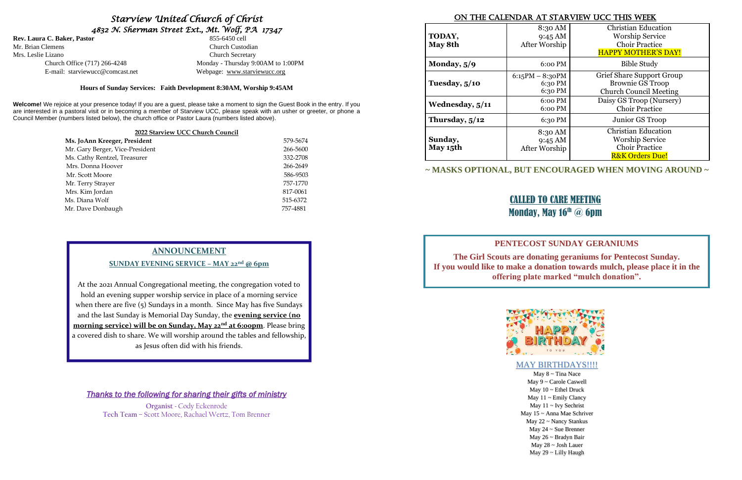# *Starview United Church of Christ*

## *4832 N. Sherman Street Ext., Mt. Wolf, PA 17347*

**Rev. Laura C. Baker, Pastor** 855-6450 cell
Mr. Brian Clemens Church Custodian
Mrs. Leslie Lizano Church Secretary
Church Office (717) 266-4248 Monday - Thursday 9:00AM to 1:00PM
E-mail: starviewucc@comcast.net Webpage: www.starviewucc.org

**Hours of Sunday Services: Faith Development 8:30AM, Worship 9:45AM**

**Welcome!** We rejoice at your presence today! If you are a guest, please take a moment to sign the Guest Book in the entry. If you are interested in a pastoral visit or in becoming a member of Starview UCC, please speak with an usher or greeter, or phone a Council Member (numbers listed below), the church office or Pastor Laura (numbers listed above).

**2022 Starview UCC Church Council**

| | |
|---|---|
| **Ms. JoAnn Kreeger, President** | 579-5674 |
| Mr. Gary Berger, Vice-President | 266-5600 |
| Ms. Cathy Rentzel, Treasurer | 332-2708 |
| Mrs. Donna Hoover | 266-2649 |
| Mr. Scott Moore | 586-9503 |
| Mr. Terry Strayer | 757-1770 |
| Mrs. Kim Jordan | 817-0061 |
| Ms. Diana Wolf | 515-6372 |
| Mr. Dave Donbaugh | 757-4881 |

## ANNOUNCEMENT

### SUNDAY EVENING SERVICE – MAY 22nd @ 6pm

At the 2021 Annual Congregational meeting, the congregation voted to hold an evening supper worship service in place of a morning service when there are five (5) Sundays in a month. Since May has five Sundays and the last Sunday is Memorial Day Sunday, the **evening service (no morning service) will be on Sunday, May 22nd at 6:00pm**. Please bring a covered dish to share. We will worship around the tables and fellowship, as Jesus often did with his friends.

*Thanks to the following for sharing their gifts of ministry*

**Organist** - Cody Eckenrode
**Tech Team** – Scott Moore, Rachael Wertz, Tom Brenner

## ON THE CALENDAR AT STARVIEW UCC THIS WEEK

| | | |
|---|---|---|
| **TODAY, May 8th** | 8:30 AM<br>9:45 AM<br>After Worship | Christian Education<br>Worship Service<br>Choir Practice<br>HAPPY MOTHER'S DAY! |
| **Monday, 5/9** | 6:00 PM | Bible Study |
| **Tuesday, 5/10** | 6:15PM – 8:30PM<br>6:30 PM<br>6:30 PM | Grief Share Support Group<br>Brownie GS Troop<br>Church Council Meeting |
| **Wednesday, 5/11** | 6:00 PM<br>6:00 PM | Daisy GS Troop (Nursery)<br>Choir Practice |
| **Thursday, 5/12** | 6:30 PM | Junior GS Troop |
| **Sunday, May 15th** | 8:30 AM<br>9:45 AM<br>After Worship | Christian Education<br>Worship Service<br>Choir Practice<br>R&K Orders Due! |

**~ MASKS OPTIONAL, BUT ENCOURAGED WHEN MOVING AROUND ~**

## CALLED TO CARE MEETING
## Monday, May 16th @ 6pm

## PENTECOST SUNDAY GERANIUMS

**The Girl Scouts are donating geraniums for Pentecost Sunday. If you would like to make a donation towards mulch, please place it in the offering plate marked "mulch donation".**

## MAY BIRTHDAYS!!!!

May 8 ~ Tina Nace
May 9 ~ Carole Caswell
May 10 ~ Ethel Druck
May 11 ~ Emily Clancy
May 11 ~ Ivy Sechrist
May 15 ~ Anna Mae Schriver
May 22 ~ Nancy Stankus
May 24 ~ Sue Brenner
May 26 ~ Bradyn Bair
May 28 ~ Josh Lauer
May 29 ~ Lilly Haugh